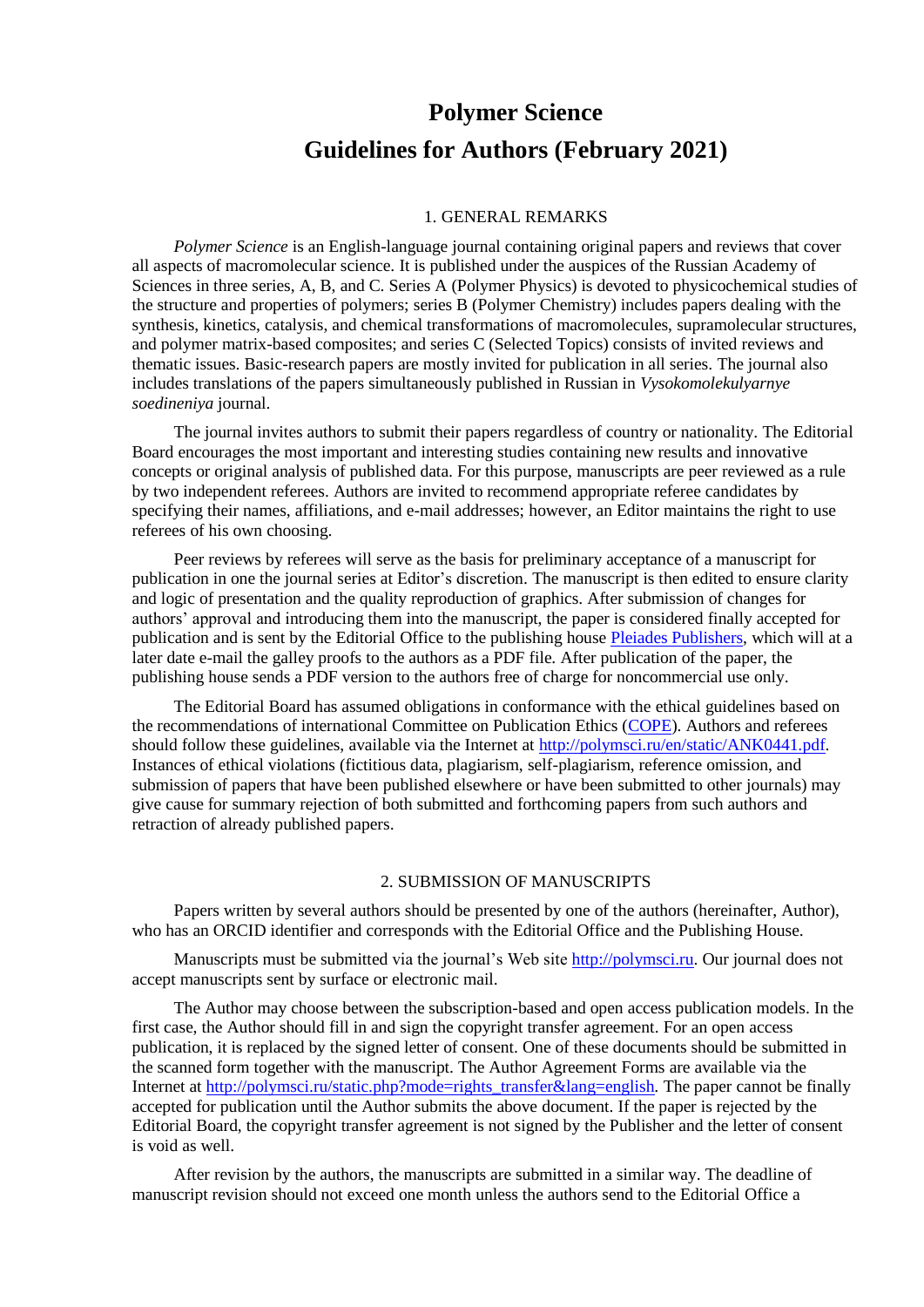# Polymer Science

# Guidelines for Authors (February 2021)

## 1. GENERAL REMARKS

*Polymer Science* is an English-language journal containing original papers and reviews that cover all aspects of macromolecular science. It is published under the auspices of the Russian Academy of Sciences in three series, A, B, and C. Series A (Polymer Physics) is devoted to physicochemical studies of the structure and properties of polymers; series B (Polymer Chemistry) includes papers dealing with the synthesis, kinetics, catalysis, and chemical transformations of macromolecules, supramolecular structures, and polymer matrix-based composites; and series C (Selected Topics) consists of invited reviews and thematic issues. Basic-research papers are mostly invited for publication in all series. The journal also includes translations of the papers simultaneously published in Russian in *Vysokomolekulyarnye soedineniya* journal.

The journal invites authors to submit their papers regardless of country or nationality. The Editorial Board encourages the most important and interesting studies containing new results and innovative concepts or original analysis of published data. For this purpose, manuscripts are peer reviewed as a rule by two independent referees. Authors are invited to recommend appropriate referee candidates by specifying their names, affiliations, and e-mail addresses; however, an Editor maintains the right to use referees of his own choosing.

Peer reviews by referees will serve as the basis for preliminary acceptance of a manuscript for publication in one the journal series at Editor's discretion. The manuscript is then edited to ensure clarity and logic of presentation and the quality reproduction of graphics. After submission of changes for authors' approval and introducing them into the manuscript, the paper is considered finally accepted for publication and is sent by the Editorial Office to the publishing house Pleiades Publishers, which will at a later date e-mail the galley proofs to the authors as a PDF file. After publication of the paper, the publishing house sends a PDF version to the authors free of charge for noncommercial use only.

The Editorial Board has assumed obligations in conformance with the ethical guidelines based on the recommendations of international Committee on Publication Ethics (COPE). Authors and referees should follow these guidelines, available via the Internet at http://polymsci.ru/en/static/ANK0441.pdf. Instances of ethical violations (fictitious data, plagiarism, self-plagiarism, reference omission, and submission of papers that have been published elsewhere or have been submitted to other journals) may give cause for summary rejection of both submitted and forthcoming papers from such authors and retraction of already published papers.

## 2. SUBMISSION OF MANUSCRIPTS

Papers written by several authors should be presented by one of the authors (hereinafter, Author), who has an ORCID identifier and corresponds with the Editorial Office and the Publishing House.

Manuscripts must be submitted via the journal's Web site http://polymsci.ru. Our journal does not accept manuscripts sent by surface or electronic mail.

The Author may choose between the subscription-based and open access publication models. In the first case, the Author should fill in and sign the copyright transfer agreement. For an open access publication, it is replaced by the signed letter of consent. One of these documents should be submitted in the scanned form together with the manuscript. The Author Agreement Forms are available via the Internet at http://polymsci.ru/static.php?mode=rights_transfer&lang=english. The paper cannot be finally accepted for publication until the Author submits the above document. If the paper is rejected by the Editorial Board, the copyright transfer agreement is not signed by the Publisher and the letter of consent is void as well.

After revision by the authors, the manuscripts are submitted in a similar way. The deadline of manuscript revision should not exceed one month unless the authors send to the Editorial Office a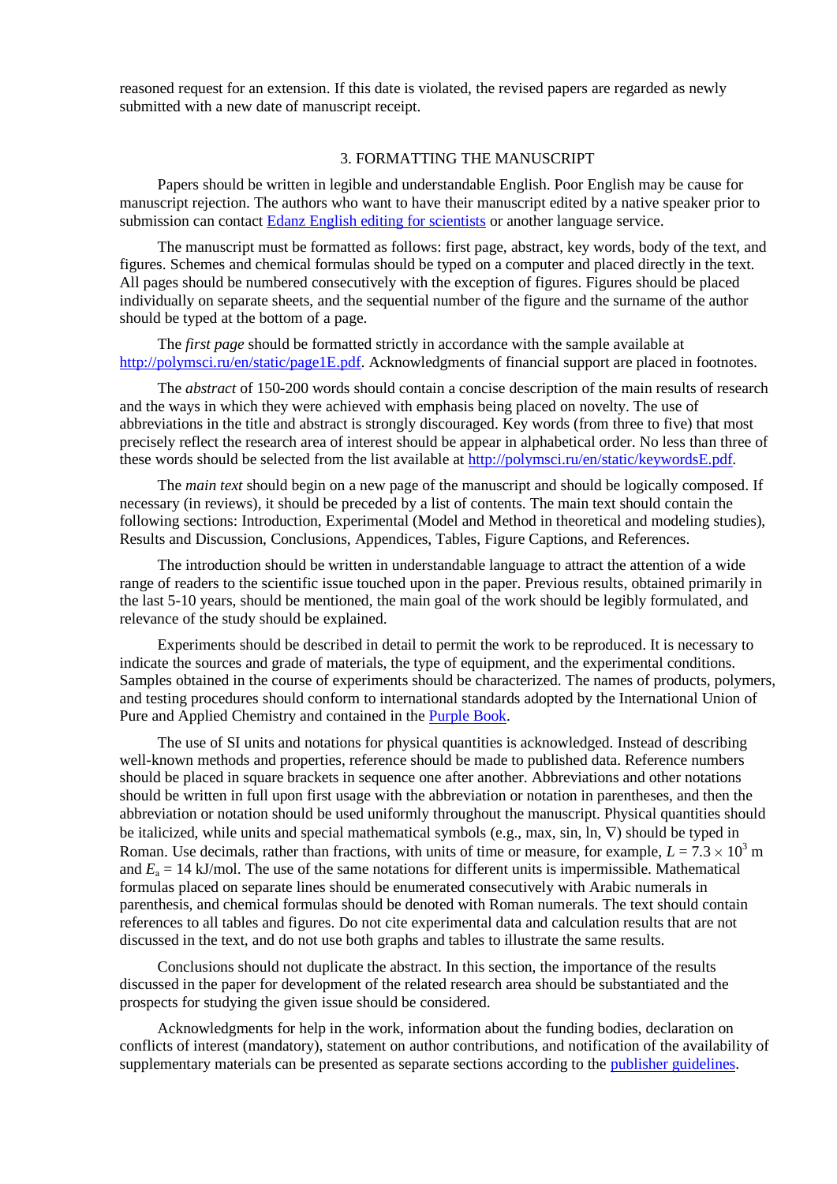reasoned request for an extension. If this date is violated, the revised papers are regarded as newly submitted with a new date of manuscript receipt.

## 3. FORMATTING THE MANUSCRIPT

Papers should be written in legible and understandable English. Poor English may be cause for manuscript rejection. The authors who want to have their manuscript edited by a native speaker prior to submission can contact [Edanz English editing for scientists](#) or another language service.

The manuscript must be formatted as follows: first page, abstract, key words, body of the text, and figures. Schemes and chemical formulas should be typed on a computer and placed directly in the text. All pages should be numbered consecutively with the exception of figures. Figures should be placed individually on separate sheets, and the sequential number of the figure and the surname of the author should be typed at the bottom of a page.

The *first page* should be formatted strictly in accordance with the sample available at [http://polymsci.ru/en/static/page1E.pdf](http://polymsci.ru/en/static/page1E.pdf). Acknowledgments of financial support are placed in footnotes.

The *abstract* of 150-200 words should contain a concise description of the main results of research and the ways in which they were achieved with emphasis being placed on novelty. The use of abbreviations in the title and abstract is strongly discouraged. Key words (from three to five) that most precisely reflect the research area of interest should be appear in alphabetical order. No less than three of these words should be selected from the list available at [http://polymsci.ru/en/static/keywordsE.pdf](http://polymsci.ru/en/static/keywordsE.pdf).

The *main text* should begin on a new page of the manuscript and should be logically composed. If necessary (in reviews), it should be preceded by a list of contents. The main text should contain the following sections: Introduction, Experimental (Model and Method in theoretical and modeling studies), Results and Discussion, Conclusions, Appendices, Tables, Figure Captions, and References.

The introduction should be written in understandable language to attract the attention of a wide range of readers to the scientific issue touched upon in the paper. Previous results, obtained primarily in the last 5-10 years, should be mentioned, the main goal of the work should be legibly formulated, and relevance of the study should be explained.

Experiments should be described in detail to permit the work to be reproduced. It is necessary to indicate the sources and grade of materials, the type of equipment, and the experimental conditions. Samples obtained in the course of experiments should be characterized. The names of products, polymers, and testing procedures should conform to international standards adopted by the International Union of Pure and Applied Chemistry and contained in the [Purple Book](#).

The use of SI units and notations for physical quantities is acknowledged. Instead of describing well-known methods and properties, reference should be made to published data. Reference numbers should be placed in square brackets in sequence one after another. Abbreviations and other notations should be written in full upon first usage with the abbreviation or notation in parentheses, and then the abbreviation or notation should be used uniformly throughout the manuscript. Physical quantities should be italicized, while units and special mathematical symbols (e.g., max, sin, ln, $\nabla$) should be typed in Roman. Use decimals, rather than fractions, with units of time or measure, for example, $L = 7.3 \times 10^3$ m and $E_a = 14$ kJ/mol. The use of the same notations for different units is impermissible. Mathematical formulas placed on separate lines should be enumerated consecutively with Arabic numerals in parenthesis, and chemical formulas should be denoted with Roman numerals. The text should contain references to all tables and figures. Do not cite experimental data and calculation results that are not discussed in the text, and do not use both graphs and tables to illustrate the same results.

Conclusions should not duplicate the abstract. In this section, the importance of the results discussed in the paper for development of the related research area should be substantiated and the prospects for studying the given issue should be considered.

Acknowledgments for help in the work, information about the funding bodies, declaration on conflicts of interest (mandatory), statement on author contributions, and notification of the availability of supplementary materials can be presented as separate sections according to the [publisher guidelines](#).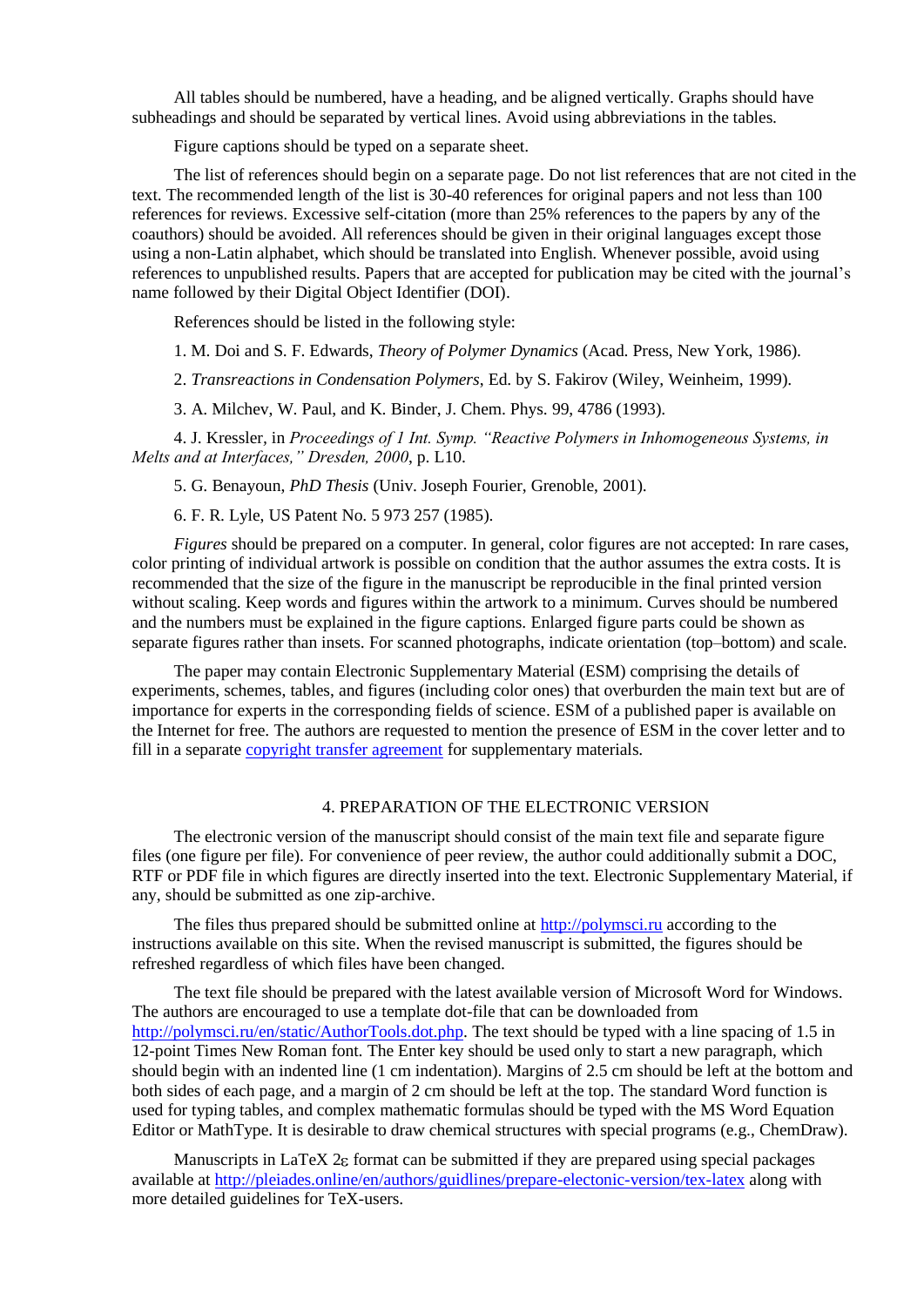All tables should be numbered, have a heading, and be aligned vertically. Graphs should have subheadings and should be separated by vertical lines. Avoid using abbreviations in the tables.

Figure captions should be typed on a separate sheet.

The list of references should begin on a separate page. Do not list references that are not cited in the text. The recommended length of the list is 30-40 references for original papers and not less than 100 references for reviews. Excessive self-citation (more than 25% references to the papers by any of the coauthors) should be avoided. All references should be given in their original languages except those using a non-Latin alphabet, which should be translated into English. Whenever possible, avoid using references to unpublished results. Papers that are accepted for publication may be cited with the journal's name followed by their Digital Object Identifier (DOI).

References should be listed in the following style:

1. M. Doi and S. F. Edwards, *Theory of Polymer Dynamics* (Acad. Press, New York, 1986).

2. *Transreactions in Condensation Polymers*, Ed. by S. Fakirov (Wiley, Weinheim, 1999).

3. A. Milchev, W. Paul, and K. Binder, J. Chem. Phys. 99, 4786 (1993).

4. J. Kressler, in *Proceedings of 1 Int. Symp. "Reactive Polymers in Inhomogeneous Systems, in Melts and at Interfaces," Dresden, 2000*, p. L10.

5. G. Benayoun, *PhD Thesis* (Univ. Joseph Fourier, Grenoble, 2001).

6. F. R. Lyle, US Patent No. 5 973 257 (1985).

*Figures* should be prepared on a computer. In general, color figures are not accepted: In rare cases, color printing of individual artwork is possible on condition that the author assumes the extra costs. It is recommended that the size of the figure in the manuscript be reproducible in the final printed version without scaling. Keep words and figures within the artwork to a minimum. Curves should be numbered and the numbers must be explained in the figure captions. Enlarged figure parts could be shown as separate figures rather than insets. For scanned photographs, indicate orientation (top–bottom) and scale.

The paper may contain Electronic Supplementary Material (ESM) comprising the details of experiments, schemes, tables, and figures (including color ones) that overburden the main text but are of importance for experts in the corresponding fields of science. ESM of a published paper is available on the Internet for free. The authors are requested to mention the presence of ESM in the cover letter and to fill in a separate copyright transfer agreement for supplementary materials.

## 4. PREPARATION OF THE ELECTRONIC VERSION

The electronic version of the manuscript should consist of the main text file and separate figure files (one figure per file). For convenience of peer review, the author could additionally submit a DOC, RTF or PDF file in which figures are directly inserted into the text. Electronic Supplementary Material, if any, should be submitted as one zip-archive.

The files thus prepared should be submitted online at http://polymsci.ru according to the instructions available on this site. When the revised manuscript is submitted, the figures should be refreshed regardless of which files have been changed.

The text file should be prepared with the latest available version of Microsoft Word for Windows. The authors are encouraged to use a template dot-file that can be downloaded from http://polymsci.ru/en/static/AuthorTools.dot.php. The text should be typed with a line spacing of 1.5 in 12-point Times New Roman font. The Enter key should be used only to start a new paragraph, which should begin with an indented line (1 cm indentation). Margins of 2.5 cm should be left at the bottom and both sides of each page, and a margin of 2 cm should be left at the top. The standard Word function is used for typing tables, and complex mathematic formulas should be typed with the MS Word Equation Editor or MathType. It is desirable to draw chemical structures with special programs (e.g., ChemDraw).

Manuscripts in LaTeX $2_\varepsilon$ format can be submitted if they are prepared using special packages available at http://pleiades.online/en/authors/guidlines/prepare-electonic-version/tex-latex along with more detailed guidelines for TeX-users.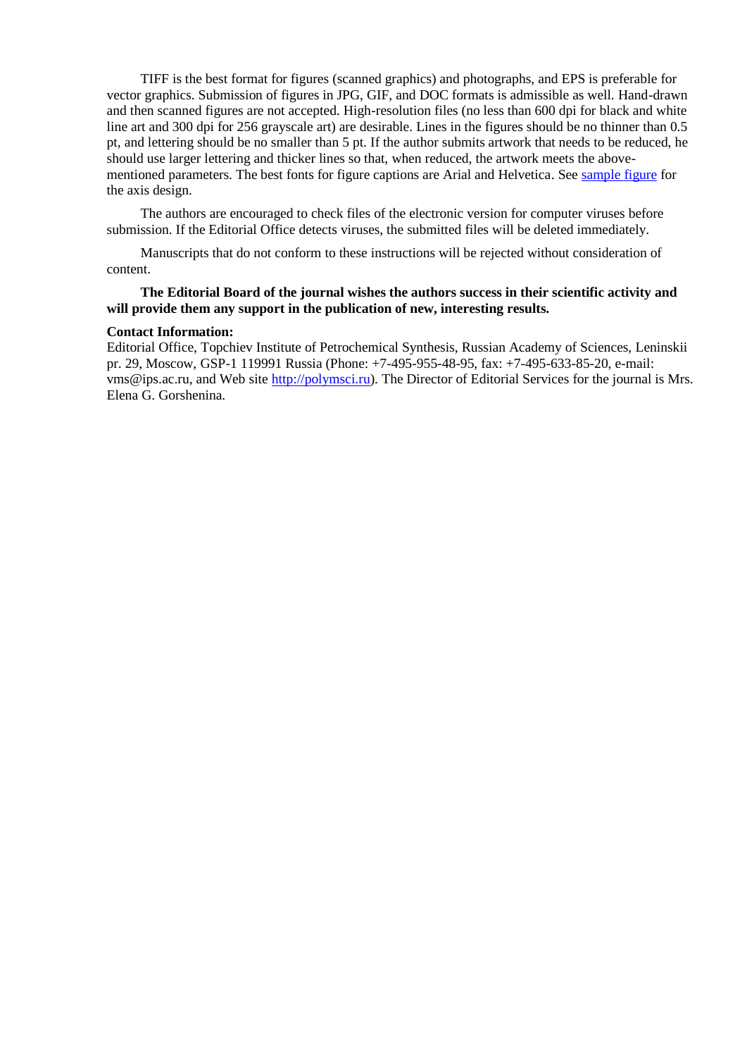TIFF is the best format for figures (scanned graphics) and photographs, and EPS is preferable for vector graphics. Submission of figures in JPG, GIF, and DOC formats is admissible as well. Hand-drawn and then scanned figures are not accepted. High-resolution files (no less than 600 dpi for black and white line art and 300 dpi for 256 grayscale art) are desirable. Lines in the figures should be no thinner than 0.5 pt, and lettering should be no smaller than 5 pt. If the author submits artwork that needs to be reduced, he should use larger lettering and thicker lines so that, when reduced, the artwork meets the above-mentioned parameters. The best fonts for figure captions are Arial and Helvetica. See sample figure for the axis design.

The authors are encouraged to check files of the electronic version for computer viruses before submission. If the Editorial Office detects viruses, the submitted files will be deleted immediately.

Manuscripts that do not conform to these instructions will be rejected without consideration of content.

**The Editorial Board of the journal wishes the authors success in their scientific activity and will provide them any support in the publication of new, interesting results.**

**Contact Information:**
Editorial Office, Topchiev Institute of Petrochemical Synthesis, Russian Academy of Sciences, Leninskii pr. 29, Moscow, GSP-1 119991 Russia (Phone: +7-495-955-48-95, fax: +7-495-633-85-20, e-mail: vms@ips.ac.ru, and Web site http://polymsci.ru). The Director of Editorial Services for the journal is Mrs. Elena G. Gorshenina.